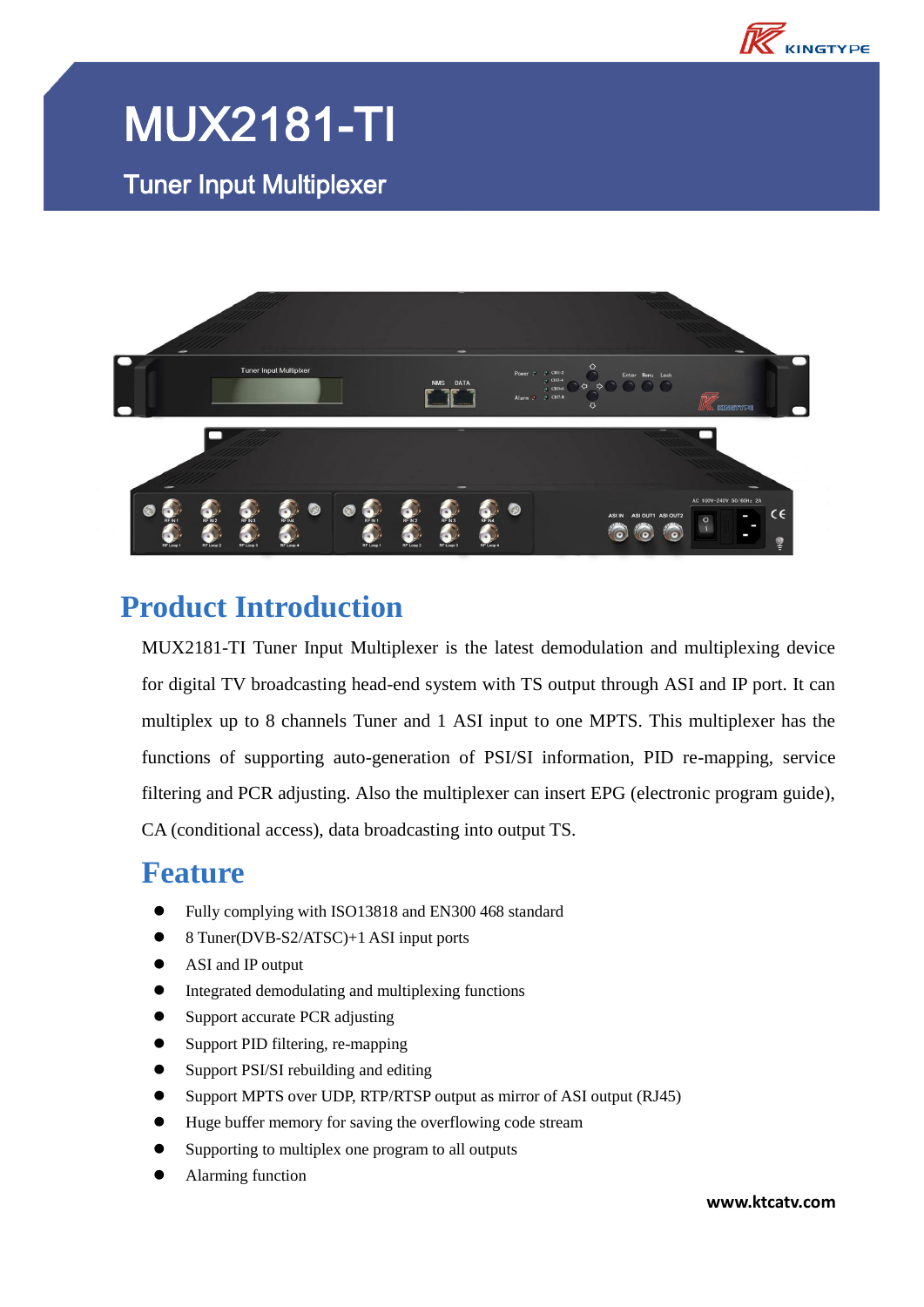# MUX2181-TI

## Tuner Input Multiplexer

## Product Introduction

MUX2181-TI Tuner Input Multiplexer is the latest demodulation and multiplexing device for digital TV broadcasting head-end system with TS output through ASI and IP port. It can multiplex up to 8 channels Tuner and 1 ASI input to one MPTS. This multiplexer has the functions of supporting auto-generation of PSI/SI information, PID re-mapping, service filtering and PCR adjusting. Also the multiplexer can insert EPG (electronic program guide), CA (conditional access), data broadcasting into output TS.

## Feature

- Fully complying with ISO13818 and EN300 468 standard
- 8 Tuner(DVB-S2/ATSC)+1 ASI input ports
- ASI and IP output
- Integrated demodulating and multiplexing functions
- Support accurate PCR adjusting
- Support PID filtering, re-mapping
- Support PSI/SI rebuilding and editing
- Support MPTS over UDP, RTP/RTSP output as mirror of ASI output (RJ45)
- Huge buffer memory for saving the overflowing code stream
- Supporting to multiplex one program to all outputs
- Alarming function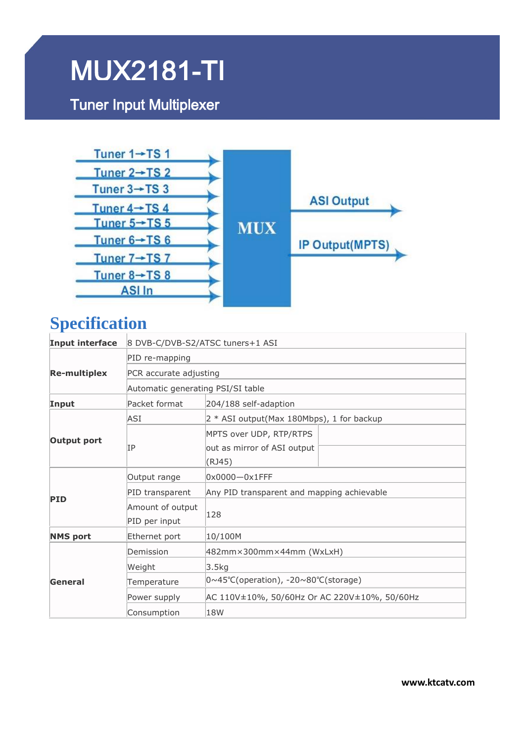# MUX2181-TI

## Tuner Input Multiplexer

Tuner 1→TS 1
Tuner 2→TS 2
Tuner 3→TS 3
Tuner 4→TS 4
Tuner 5→TS 5
Tuner 6→TS 6
Tuner 7→TS 7
Tuner 8→TS 8
ASI In
MUX
ASI Output
IP Output(MPTS)

## Specification

| | | | |
|---|---|---|---|
| **Input interface** | 8 DVB-C/DVB-S2/ATSC tuners+1 ASI | | |
| **Re-multiplex** | PID re-mapping | | |
| | PCR accurate adjusting | | |
| | Automatic generating PSI/SI table | | |
| **Input** | Packet format | 204/188 self-adaption | |
| **Output port** | ASI | 2 * ASI output(Max 180Mbps), 1 for backup | |
| | IP | MPTS over UDP, RTP/RTPS out as mirror of ASI output (RJ45) | |
| **PID** | Output range | 0x0000—0x1FFF | |
| | PID transparent | Any PID transparent and mapping achievable | |
| | Amount of output PID per input | 128 | |
| **NMS port** | Ethernet port | 10/100M | |
| **General** | Demission | 482mm×300mm×44mm (WxLxH) | |
| | Weight | 3.5kg | |
| | Temperature | 0~45℃(operation), -20~80℃(storage) | |
| | Power supply | AC 110V±10%, 50/60Hz Or AC 220V±10%, 50/60Hz | |
| | Consumption | 18W | |